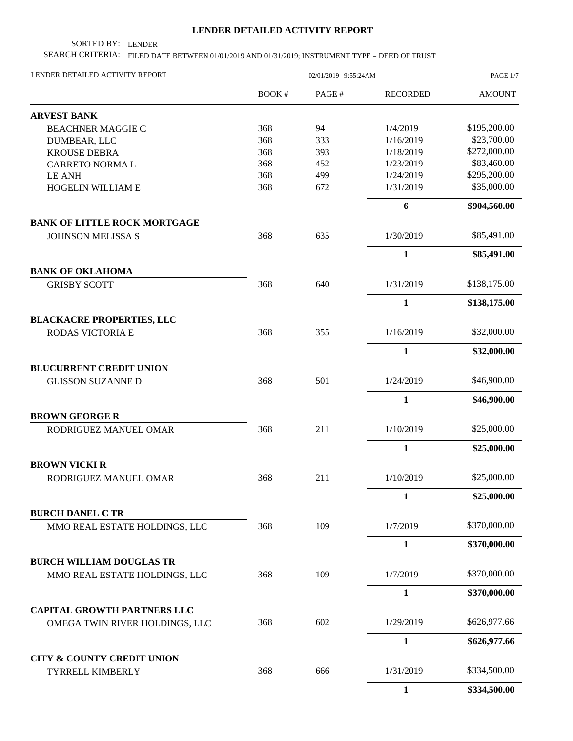# LENDER DETAILED ACTIVITY REPORT

SORTED BY: LENDER

SEARCH CRITERIA: FILED DATE BETWEEN 01/01/2019 AND 01/31/2019; INSTRUMENT TYPE = DEED OF TRUST

LENDER DETAILED ACTIVITY REPORT 02/01/2019 9:55:24AM

| | BOOK # | PAGE # | RECORDED | AMOUNT |
|---|---|---|---|---|
| **ARVEST BANK** | | | | |
| BEACHNER MAGGIE C | 368 | 94 | 1/4/2019 | $195,200.00 |
| DUMBEAR, LLC | 368 | 333 | 1/16/2019 | $23,700.00 |
| KROUSE DEBRA | 368 | 393 | 1/18/2019 | $272,000.00 |
| CARRETO NORMA L | 368 | 452 | 1/23/2019 | $83,460.00 |
| LE ANH | 368 | 499 | 1/24/2019 | $295,200.00 |
| HOGELIN WILLIAM E | 368 | 672 | 1/31/2019 | $35,000.00 |
| | | | **6** | **$904,560.00** |
| **BANK OF LITTLE ROCK MORTGAGE** | | | | |
| JOHNSON MELISSA S | 368 | 635 | 1/30/2019 | $85,491.00 |
| | | | **1** | **$85,491.00** |
| **BANK OF OKLAHOMA** | | | | |
| GRISBY SCOTT | 368 | 640 | 1/31/2019 | $138,175.00 |
| | | | **1** | **$138,175.00** |
| **BLACKACRE PROPERTIES, LLC** | | | | |
| RODAS VICTORIA E | 368 | 355 | 1/16/2019 | $32,000.00 |
| | | | **1** | **$32,000.00** |
| **BLUCURRENT CREDIT UNION** | | | | |
| GLISSON SUZANNE D | 368 | 501 | 1/24/2019 | $46,900.00 |
| | | | **1** | **$46,900.00** |
| **BROWN GEORGE R** | | | | |
| RODRIGUEZ MANUEL OMAR | 368 | 211 | 1/10/2019 | $25,000.00 |
| | | | **1** | **$25,000.00** |
| **BROWN VICKI R** | | | | |
| RODRIGUEZ MANUEL OMAR | 368 | 211 | 1/10/2019 | $25,000.00 |
| | | | **1** | **$25,000.00** |
| **BURCH DANEL C TR** | | | | |
| MMO REAL ESTATE HOLDINGS, LLC | 368 | 109 | 1/7/2019 | $370,000.00 |
| | | | **1** | **$370,000.00** |
| **BURCH WILLIAM DOUGLAS TR** | | | | |
| MMO REAL ESTATE HOLDINGS, LLC | 368 | 109 | 1/7/2019 | $370,000.00 |
| | | | **1** | **$370,000.00** |
| **CAPITAL GROWTH PARTNERS LLC** | | | | |
| OMEGA TWIN RIVER HOLDINGS, LLC | 368 | 602 | 1/29/2019 | $626,977.66 |
| | | | **1** | **$626,977.66** |
| **CITY & COUNTY CREDIT UNION** | | | | |
| TYRRELL KIMBERLY | 368 | 666 | 1/31/2019 | $334,500.00 |
| | | | **1** | **$334,500.00** |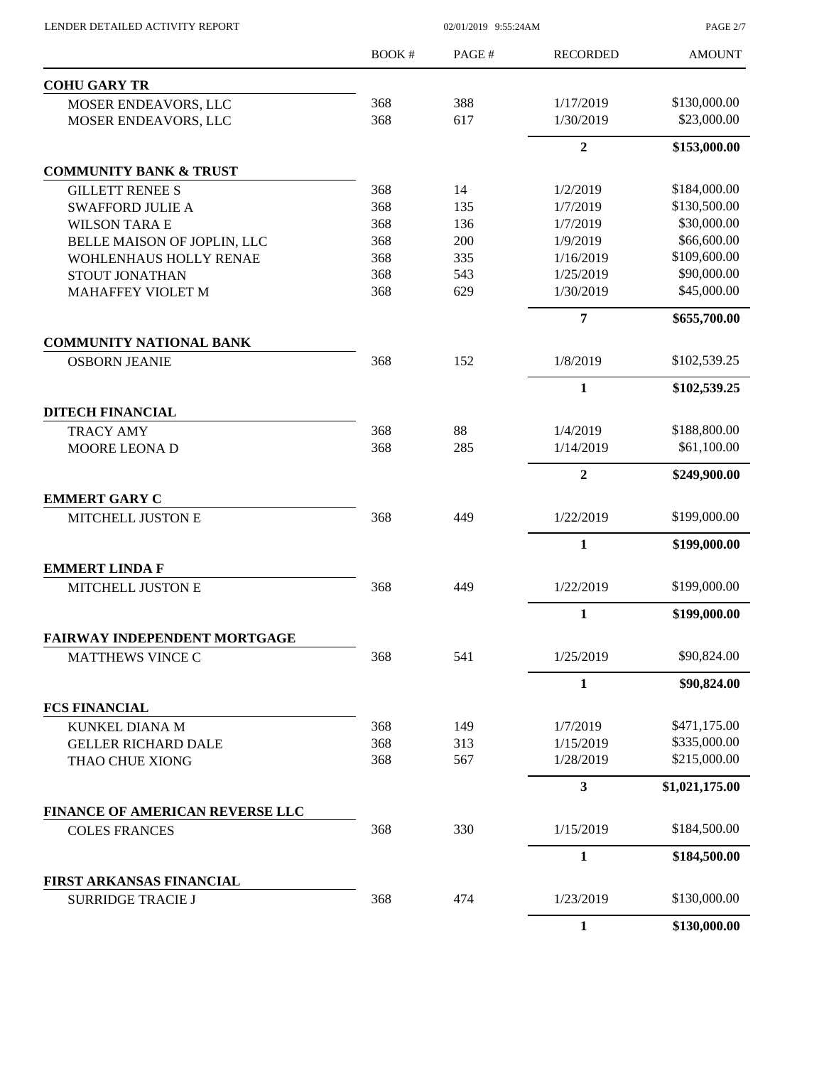| | BOOK # | PAGE # | RECORDED | AMOUNT |
|---|---|---|---|---|
| **COHU GARY TR** | | | | |
| MOSER ENDEAVORS, LLC | 368 | 388 | 1/17/2019 | \$130,000.00 |
| MOSER ENDEAVORS, LLC | 368 | 617 | 1/30/2019 | \$23,000.00 |
| | | | **2** | **\$153,000.00** |
| **COMMUNITY BANK & TRUST** | | | | |
| GILLETT RENEE S | 368 | 14 | 1/2/2019 | \$184,000.00 |
| SWAFFORD JULIE A | 368 | 135 | 1/7/2019 | \$130,500.00 |
| WILSON TARA E | 368 | 136 | 1/7/2019 | \$30,000.00 |
| BELLE MAISON OF JOPLIN, LLC | 368 | 200 | 1/9/2019 | \$66,600.00 |
| WOHLENHAUS HOLLY RENAE | 368 | 335 | 1/16/2019 | \$109,600.00 |
| STOUT JONATHAN | 368 | 543 | 1/25/2019 | \$90,000.00 |
| MAHAFFEY VIOLET M | 368 | 629 | 1/30/2019 | \$45,000.00 |
| | | | **7** | **\$655,700.00** |
| **COMMUNITY NATIONAL BANK** | | | | |
| OSBORN JEANIE | 368 | 152 | 1/8/2019 | \$102,539.25 |
| | | | **1** | **\$102,539.25** |
| **DITECH FINANCIAL** | | | | |
| TRACY AMY | 368 | 88 | 1/4/2019 | \$188,800.00 |
| MOORE LEONA D | 368 | 285 | 1/14/2019 | \$61,100.00 |
| | | | **2** | **\$249,900.00** |
| **EMMERT GARY C** | | | | |
| MITCHELL JUSTON E | 368 | 449 | 1/22/2019 | \$199,000.00 |
| | | | **1** | **\$199,000.00** |
| **EMMERT LINDA F** | | | | |
| MITCHELL JUSTON E | 368 | 449 | 1/22/2019 | \$199,000.00 |
| | | | **1** | **\$199,000.00** |
| **FAIRWAY INDEPENDENT MORTGAGE** | | | | |
| MATTHEWS VINCE C | 368 | 541 | 1/25/2019 | \$90,824.00 |
| | | | **1** | **\$90,824.00** |
| **FCS FINANCIAL** | | | | |
| KUNKEL DIANA M | 368 | 149 | 1/7/2019 | \$471,175.00 |
| GELLER RICHARD DALE | 368 | 313 | 1/15/2019 | \$335,000.00 |
| THAO CHUE XIONG | 368 | 567 | 1/28/2019 | \$215,000.00 |
| | | | **3** | **\$1,021,175.00** |
| **FINANCE OF AMERICAN REVERSE LLC** | | | | |
| COLES FRANCES | 368 | 330 | 1/15/2019 | \$184,500.00 |
| | | | **1** | **\$184,500.00** |
| **FIRST ARKANSAS FINANCIAL** | | | | |
| SURRIDGE TRACIE J | 368 | 474 | 1/23/2019 | \$130,000.00 |
| | | | **1** | **\$130,000.00** |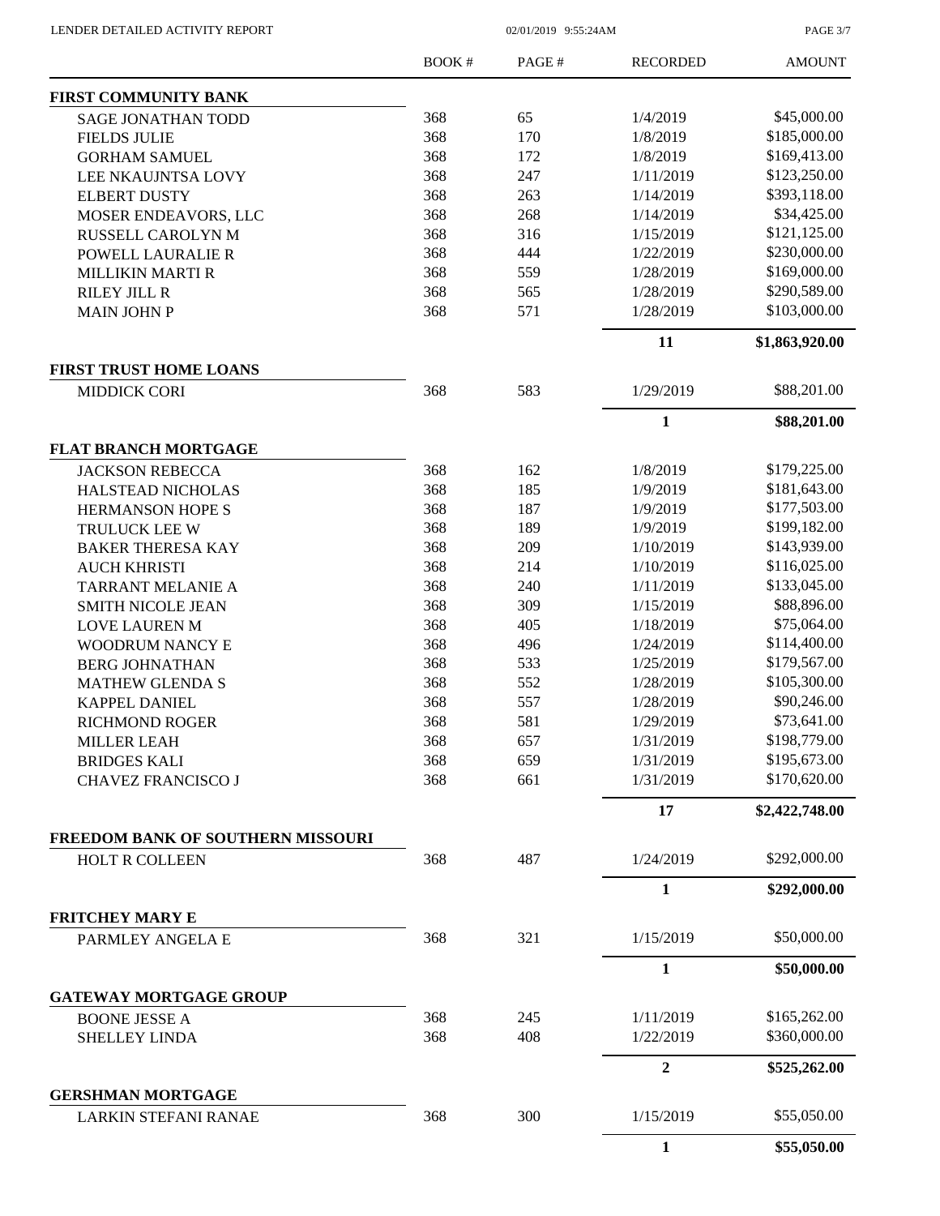| | BOOK # | PAGE # | RECORDED | AMOUNT |
|---|---|---|---|---|
| **FIRST COMMUNITY BANK** | | | | |
| SAGE JONATHAN TODD | 368 | 65 | 1/4/2019 | $45,000.00 |
| FIELDS JULIE | 368 | 170 | 1/8/2019 | $185,000.00 |
| GORHAM SAMUEL | 368 | 172 | 1/8/2019 | $169,413.00 |
| LEE NKAUJNTSA LOVY | 368 | 247 | 1/11/2019 | $123,250.00 |
| ELBERT DUSTY | 368 | 263 | 1/14/2019 | $393,118.00 |
| MOSER ENDEAVORS, LLC | 368 | 268 | 1/14/2019 | $34,425.00 |
| RUSSELL CAROLYN M | 368 | 316 | 1/15/2019 | $121,125.00 |
| POWELL LAURALIE R | 368 | 444 | 1/22/2019 | $230,000.00 |
| MILLIKIN MARTI R | 368 | 559 | 1/28/2019 | $169,000.00 |
| RILEY JILL R | 368 | 565 | 1/28/2019 | $290,589.00 |
| MAIN JOHN P | 368 | 571 | 1/28/2019 | $103,000.00 |
| | | | **11** | **$1,863,920.00** |
| **FIRST TRUST HOME LOANS** | | | | |
| MIDDICK CORI | 368 | 583 | 1/29/2019 | $88,201.00 |
| | | | **1** | **$88,201.00** |
| **FLAT BRANCH MORTGAGE** | | | | |
| JACKSON REBECCA | 368 | 162 | 1/8/2019 | $179,225.00 |
| HALSTEAD NICHOLAS | 368 | 185 | 1/9/2019 | $181,643.00 |
| HERMANSON HOPE S | 368 | 187 | 1/9/2019 | $177,503.00 |
| TRULUCK LEE W | 368 | 189 | 1/9/2019 | $199,182.00 |
| BAKER THERESA KAY | 368 | 209 | 1/10/2019 | $143,939.00 |
| AUCH KHRISTI | 368 | 214 | 1/10/2019 | $116,025.00 |
| TARRANT MELANIE A | 368 | 240 | 1/11/2019 | $133,045.00 |
| SMITH NICOLE JEAN | 368 | 309 | 1/15/2019 | $88,896.00 |
| LOVE LAUREN M | 368 | 405 | 1/18/2019 | $75,064.00 |
| WOODRUM NANCY E | 368 | 496 | 1/24/2019 | $114,400.00 |
| BERG JOHNATHAN | 368 | 533 | 1/25/2019 | $179,567.00 |
| MATHEW GLENDA S | 368 | 552 | 1/28/2019 | $105,300.00 |
| KAPPEL DANIEL | 368 | 557 | 1/28/2019 | $90,246.00 |
| RICHMOND ROGER | 368 | 581 | 1/29/2019 | $73,641.00 |
| MILLER LEAH | 368 | 657 | 1/31/2019 | $198,779.00 |
| BRIDGES KALI | 368 | 659 | 1/31/2019 | $195,673.00 |
| CHAVEZ FRANCISCO J | 368 | 661 | 1/31/2019 | $170,620.00 |
| | | | **17** | **$2,422,748.00** |
| **FREEDOM BANK OF SOUTHERN MISSOURI** | | | | |
| HOLT R COLLEEN | 368 | 487 | 1/24/2019 | $292,000.00 |
| | | | **1** | **$292,000.00** |
| **FRITCHEY MARY E** | | | | |
| PARMLEY ANGELA E | 368 | 321 | 1/15/2019 | $50,000.00 |
| | | | **1** | **$50,000.00** |
| **GATEWAY MORTGAGE GROUP** | | | | |
| BOONE JESSE A | 368 | 245 | 1/11/2019 | $165,262.00 |
| SHELLEY LINDA | 368 | 408 | 1/22/2019 | $360,000.00 |
| | | | **2** | **$525,262.00** |
| **GERSHMAN MORTGAGE** | | | | |
| LARKIN STEFANI RANAE | 368 | 300 | 1/15/2019 | $55,050.00 |
| | | | **1** | **$55,050.00** |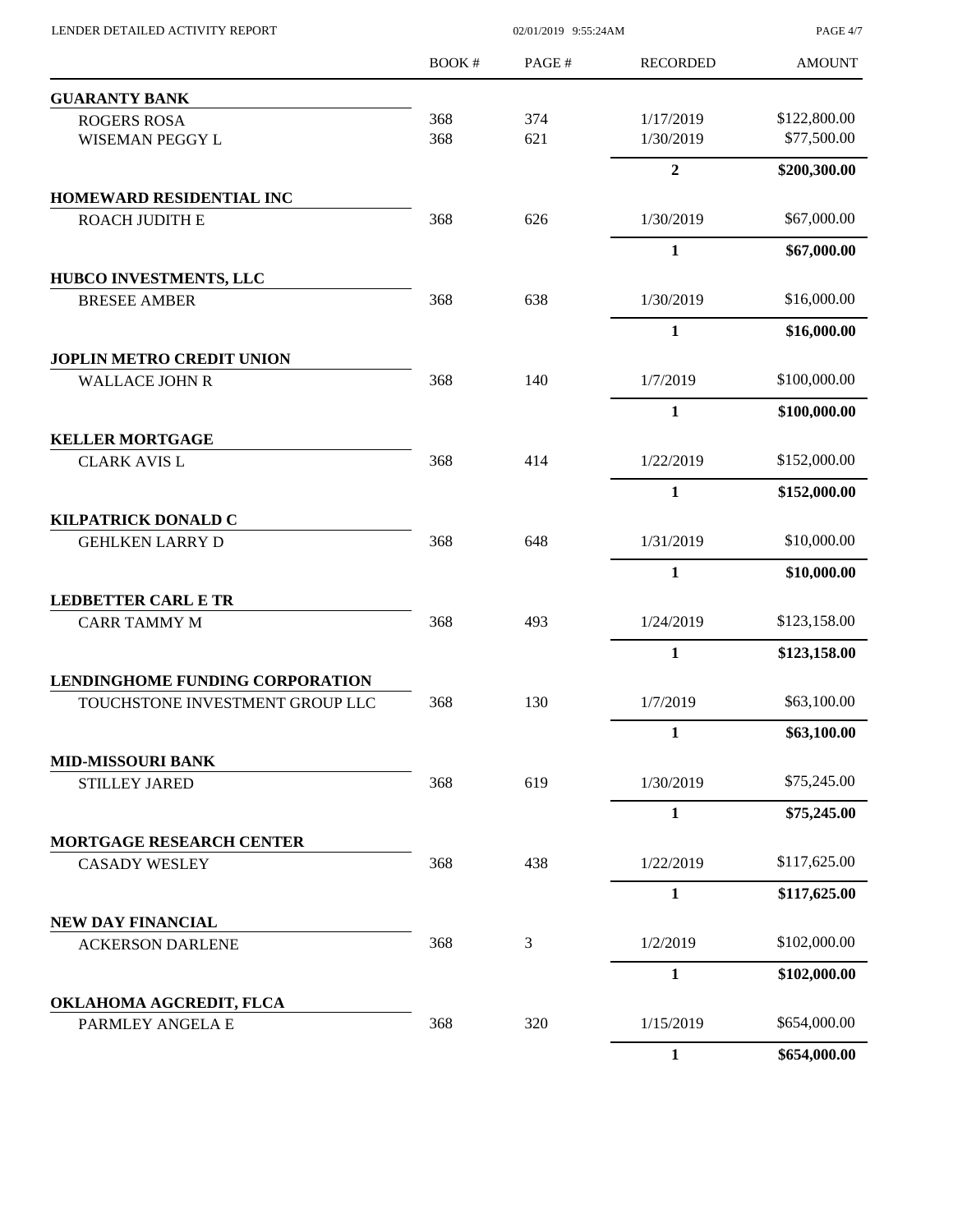| | BOOK # | PAGE # | RECORDED | AMOUNT |
|---|---|---|---|---|
| **GUARANTY BANK** | | | | |
| ROGERS ROSA | 368 | 374 | 1/17/2019 | $122,800.00 |
| WISEMAN PEGGY L | 368 | 621 | 1/30/2019 | $77,500.00 |
| | | | **2** | **$200,300.00** |
| **HOMEWARD RESIDENTIAL INC** | | | | |
| ROACH JUDITH E | 368 | 626 | 1/30/2019 | $67,000.00 |
| | | | **1** | **$67,000.00** |
| **HUBCO INVESTMENTS, LLC** | | | | |
| BRESEE AMBER | 368 | 638 | 1/30/2019 | $16,000.00 |
| | | | **1** | **$16,000.00** |
| **JOPLIN METRO CREDIT UNION** | | | | |
| WALLACE JOHN R | 368 | 140 | 1/7/2019 | $100,000.00 |
| | | | **1** | **$100,000.00** |
| **KELLER MORTGAGE** | | | | |
| CLARK AVIS L | 368 | 414 | 1/22/2019 | $152,000.00 |
| | | | **1** | **$152,000.00** |
| **KILPATRICK DONALD C** | | | | |
| GEHLKEN LARRY D | 368 | 648 | 1/31/2019 | $10,000.00 |
| | | | **1** | **$10,000.00** |
| **LEDBETTER CARL E TR** | | | | |
| CARR TAMMY M | 368 | 493 | 1/24/2019 | $123,158.00 |
| | | | **1** | **$123,158.00** |
| **LENDINGHOME FUNDING CORPORATION** | | | | |
| TOUCHSTONE INVESTMENT GROUP LLC | 368 | 130 | 1/7/2019 | $63,100.00 |
| | | | **1** | **$63,100.00** |
| **MID-MISSOURI BANK** | | | | |
| STILLEY JARED | 368 | 619 | 1/30/2019 | $75,245.00 |
| | | | **1** | **$75,245.00** |
| **MORTGAGE RESEARCH CENTER** | | | | |
| CASADY WESLEY | 368 | 438 | 1/22/2019 | $117,625.00 |
| | | | **1** | **$117,625.00** |
| **NEW DAY FINANCIAL** | | | | |
| ACKERSON DARLENE | 368 | 3 | 1/2/2019 | $102,000.00 |
| | | | **1** | **$102,000.00** |
| **OKLAHOMA AGCREDIT, FLCA** | | | | |
| PARMLEY ANGELA E | 368 | 320 | 1/15/2019 | $654,000.00 |
| | | | **1** | **$654,000.00** |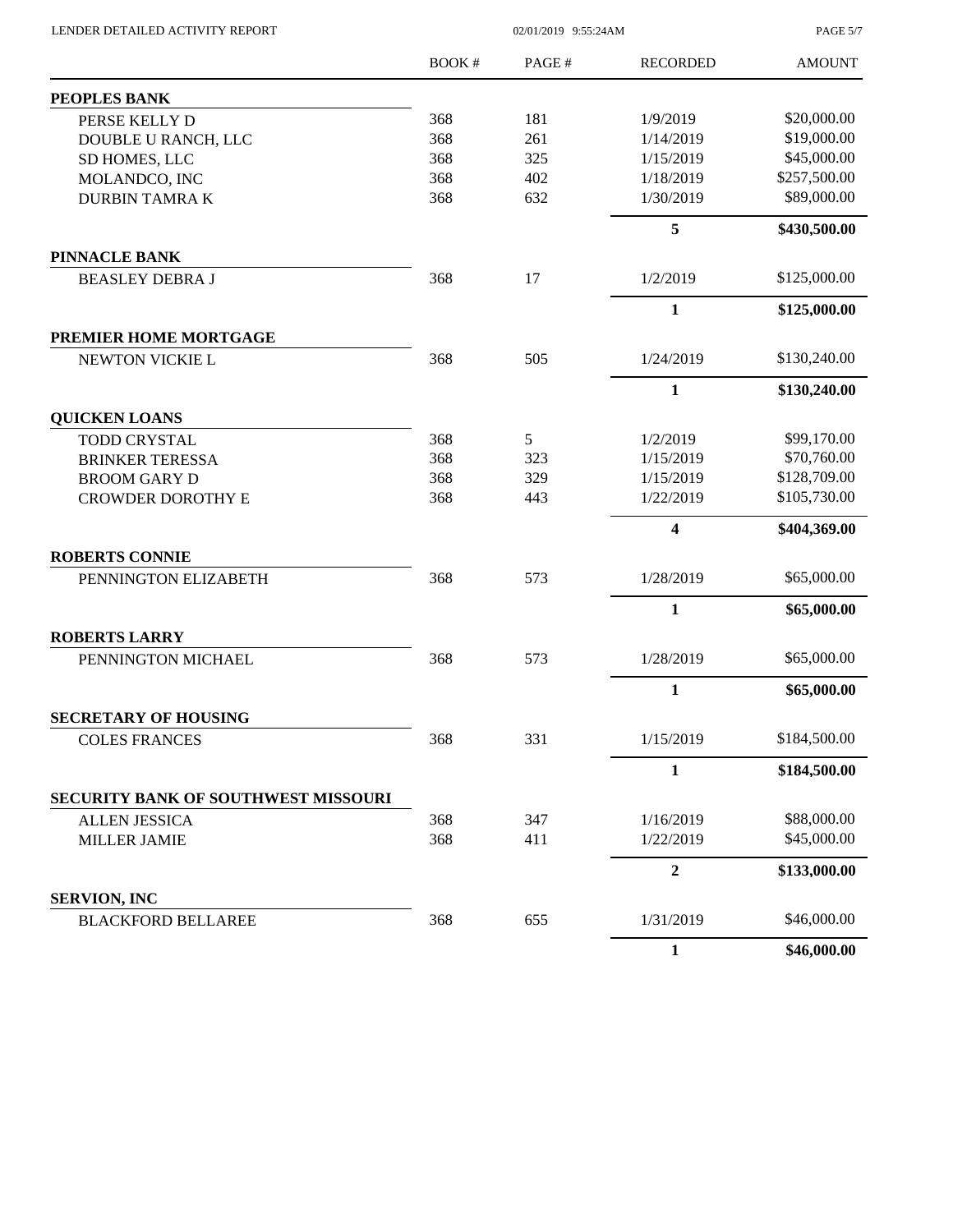| | BOOK # | PAGE # | RECORDED | AMOUNT |
|---|---|---|---|---|
| **PEOPLES BANK** | | | | |
| PERSE KELLY D | 368 | 181 | 1/9/2019 | $20,000.00 |
| DOUBLE U RANCH, LLC | 368 | 261 | 1/14/2019 | $19,000.00 |
| SD HOMES, LLC | 368 | 325 | 1/15/2019 | $45,000.00 |
| MOLANDCO, INC | 368 | 402 | 1/18/2019 | $257,500.00 |
| DURBIN TAMRA K | 368 | 632 | 1/30/2019 | $89,000.00 |
| | | | **5** | **$430,500.00** |
| **PINNACLE BANK** | | | | |
| BEASLEY DEBRA J | 368 | 17 | 1/2/2019 | $125,000.00 |
| | | | **1** | **$125,000.00** |
| **PREMIER HOME MORTGAGE** | | | | |
| NEWTON VICKIE L | 368 | 505 | 1/24/2019 | $130,240.00 |
| | | | **1** | **$130,240.00** |
| **QUICKEN LOANS** | | | | |
| TODD CRYSTAL | 368 | 5 | 1/2/2019 | $99,170.00 |
| BRINKER TERESSA | 368 | 323 | 1/15/2019 | $70,760.00 |
| BROOM GARY D | 368 | 329 | 1/15/2019 | $128,709.00 |
| CROWDER DOROTHY E | 368 | 443 | 1/22/2019 | $105,730.00 |
| | | | **4** | **$404,369.00** |
| **ROBERTS CONNIE** | | | | |
| PENNINGTON ELIZABETH | 368 | 573 | 1/28/2019 | $65,000.00 |
| | | | **1** | **$65,000.00** |
| **ROBERTS LARRY** | | | | |
| PENNINGTON MICHAEL | 368 | 573 | 1/28/2019 | $65,000.00 |
| | | | **1** | **$65,000.00** |
| **SECRETARY OF HOUSING** | | | | |
| COLES FRANCES | 368 | 331 | 1/15/2019 | $184,500.00 |
| | | | **1** | **$184,500.00** |
| **SECURITY BANK OF SOUTHWEST MISSOURI** | | | | |
| ALLEN JESSICA | 368 | 347 | 1/16/2019 | $88,000.00 |
| MILLER JAMIE | 368 | 411 | 1/22/2019 | $45,000.00 |
| | | | **2** | **$133,000.00** |
| **SERVION, INC** | | | | |
| BLACKFORD BELLAREE | 368 | 655 | 1/31/2019 | $46,000.00 |
| | | | **1** | **$46,000.00** |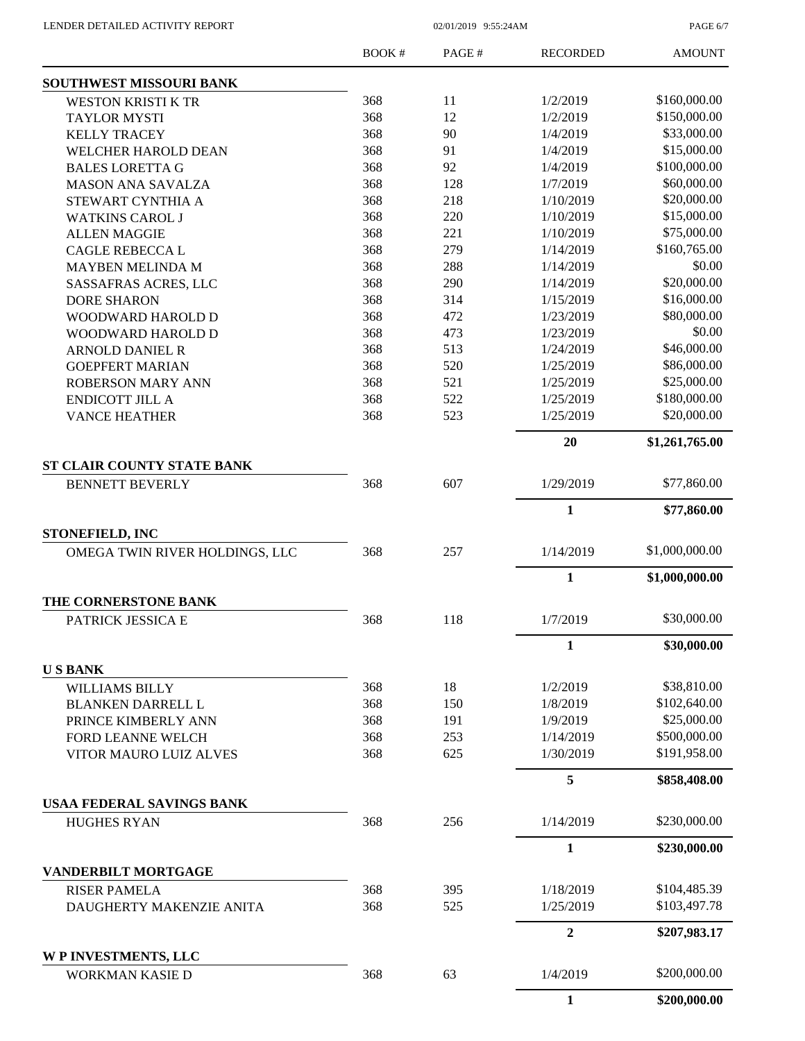| | BOOK # | PAGE # | RECORDED | AMOUNT |
|---|---|---|---|---|
| **SOUTHWEST MISSOURI BANK** | | | | |
| WESTON KRISTI K TR | 368 | 11 | 1/2/2019 | \$160,000.00 |
| TAYLOR MYSTI | 368 | 12 | 1/2/2019 | \$150,000.00 |
| KELLY TRACEY | 368 | 90 | 1/4/2019 | \$33,000.00 |
| WELCHER HAROLD DEAN | 368 | 91 | 1/4/2019 | \$15,000.00 |
| BALES LORETTA G | 368 | 92 | 1/4/2019 | \$100,000.00 |
| MASON ANA SAVALZA | 368 | 128 | 1/7/2019 | \$60,000.00 |
| STEWART CYNTHIA A | 368 | 218 | 1/10/2019 | \$20,000.00 |
| WATKINS CAROL J | 368 | 220 | 1/10/2019 | \$15,000.00 |
| ALLEN MAGGIE | 368 | 221 | 1/10/2019 | \$75,000.00 |
| CAGLE REBECCA L | 368 | 279 | 1/14/2019 | \$160,765.00 |
| MAYBEN MELINDA M | 368 | 288 | 1/14/2019 | \$0.00 |
| SASSAFRAS ACRES, LLC | 368 | 290 | 1/14/2019 | \$20,000.00 |
| DORE SHARON | 368 | 314 | 1/15/2019 | \$16,000.00 |
| WOODWARD HAROLD D | 368 | 472 | 1/23/2019 | \$80,000.00 |
| WOODWARD HAROLD D | 368 | 473 | 1/23/2019 | \$0.00 |
| ARNOLD DANIEL R | 368 | 513 | 1/24/2019 | \$46,000.00 |
| GOEPFERT MARIAN | 368 | 520 | 1/25/2019 | \$86,000.00 |
| ROBERSON MARY ANN | 368 | 521 | 1/25/2019 | \$25,000.00 |
| ENDICOTT JILL A | 368 | 522 | 1/25/2019 | \$180,000.00 |
| VANCE HEATHER | 368 | 523 | 1/25/2019 | \$20,000.00 |
| | | | **20** | **\$1,261,765.00** |
| **ST CLAIR COUNTY STATE BANK** | | | | |
| BENNETT BEVERLY | 368 | 607 | 1/29/2019 | \$77,860.00 |
| | | | **1** | **\$77,860.00** |
| **STONEFIELD, INC** | | | | |
| OMEGA TWIN RIVER HOLDINGS, LLC | 368 | 257 | 1/14/2019 | \$1,000,000.00 |
| | | | **1** | **\$1,000,000.00** |
| **THE CORNERSTONE BANK** | | | | |
| PATRICK JESSICA E | 368 | 118 | 1/7/2019 | \$30,000.00 |
| | | | **1** | **\$30,000.00** |
| **U S BANK** | | | | |
| WILLIAMS BILLY | 368 | 18 | 1/2/2019 | \$38,810.00 |
| BLANKEN DARRELL L | 368 | 150 | 1/8/2019 | \$102,640.00 |
| PRINCE KIMBERLY ANN | 368 | 191 | 1/9/2019 | \$25,000.00 |
| FORD LEANNE WELCH | 368 | 253 | 1/14/2019 | \$500,000.00 |
| VITOR MAURO LUIZ ALVES | 368 | 625 | 1/30/2019 | \$191,958.00 |
| | | | **5** | **\$858,408.00** |
| **USAA FEDERAL SAVINGS BANK** | | | | |
| HUGHES RYAN | 368 | 256 | 1/14/2019 | \$230,000.00 |
| | | | **1** | **\$230,000.00** |
| **VANDERBILT MORTGAGE** | | | | |
| RISER PAMELA | 368 | 395 | 1/18/2019 | \$104,485.39 |
| DAUGHERTY MAKENZIE ANITA | 368 | 525 | 1/25/2019 | \$103,497.78 |
| | | | **2** | **\$207,983.17** |
| **W P INVESTMENTS, LLC** | | | | |
| WORKMAN KASIE D | 368 | 63 | 1/4/2019 | \$200,000.00 |
| | | | **1** | **\$200,000.00** |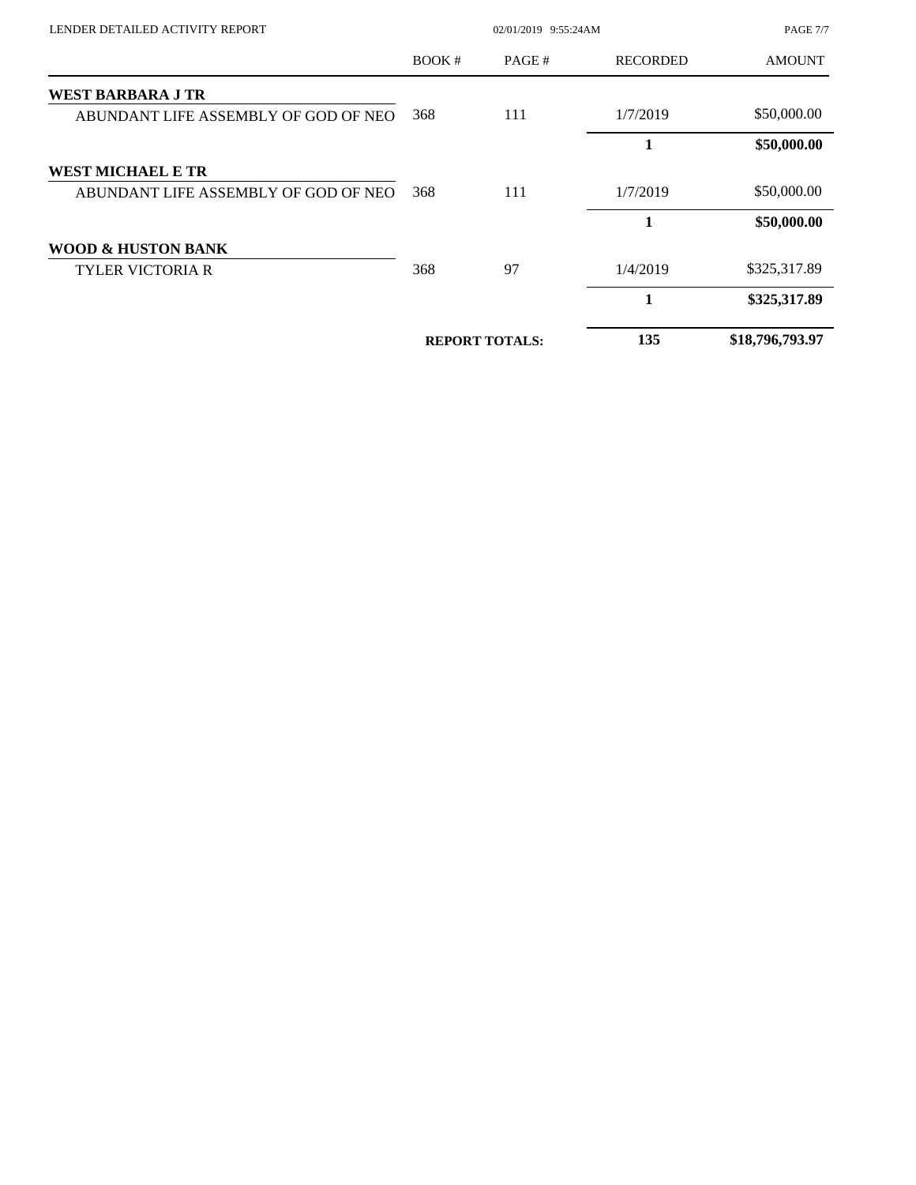| | BOOK # | PAGE # | RECORDED | AMOUNT |
|---|---|---|---|---|
| **WEST BARBARA J TR** | | | | |
| ABUNDANT LIFE ASSEMBLY OF GOD OF NEO | 368 | 111 | 1/7/2019 | $50,000.00 |
| | | | **1** | **$50,000.00** |
| **WEST MICHAEL E TR** | | | | |
| ABUNDANT LIFE ASSEMBLY OF GOD OF NEO | 368 | 111 | 1/7/2019 | $50,000.00 |
| | | | **1** | **$50,000.00** |
| **WOOD & HUSTON BANK** | | | | |
| TYLER VICTORIA R | 368 | 97 | 1/4/2019 | $325,317.89 |
| | | | **1** | **$325,317.89** |
| | **REPORT TOTALS:** | | **135** | **$18,796,793.97** |